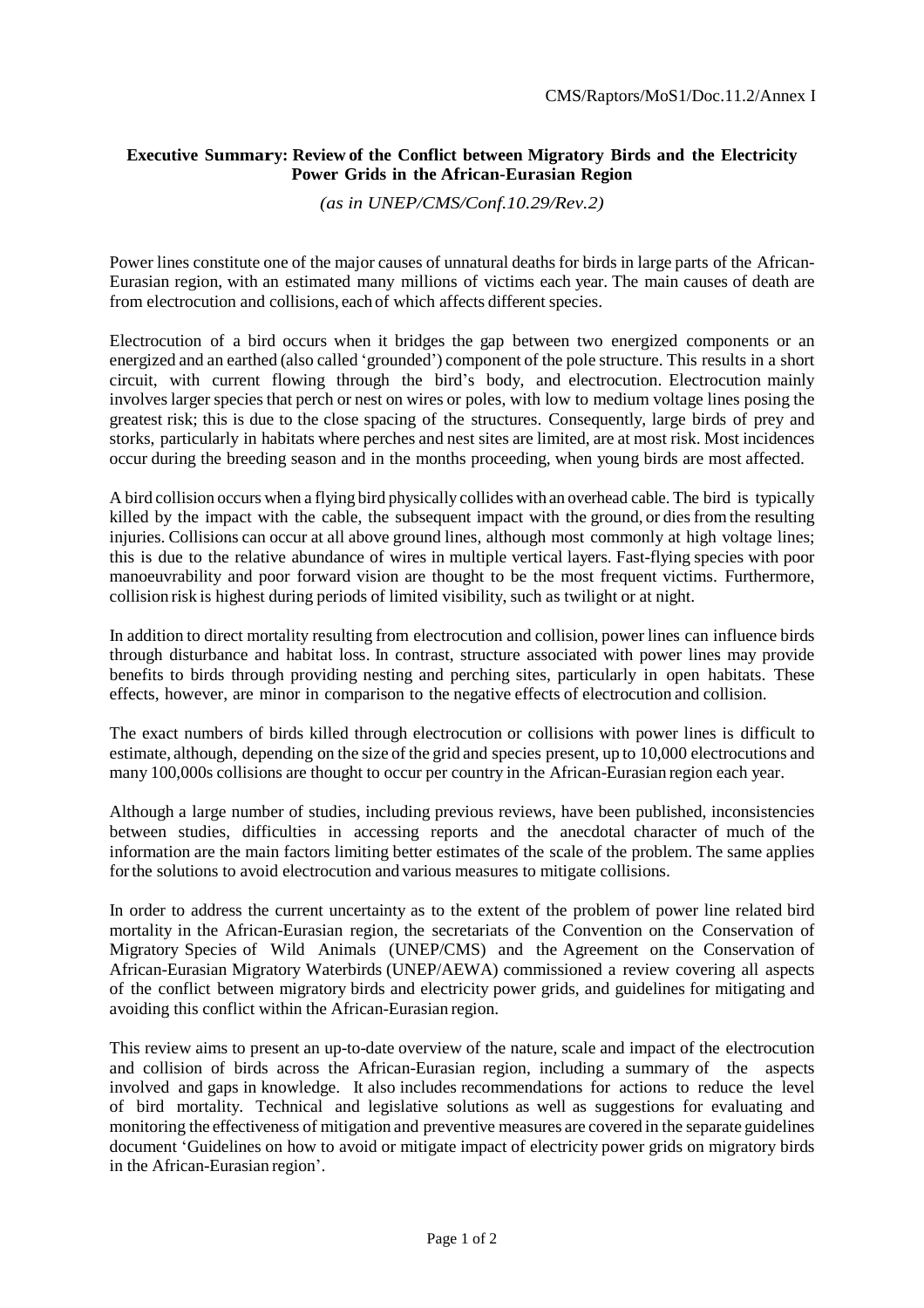CMS/Raptors/MoS1/Doc.11.2/Annex I

## Executive Summary: Review of the Conflict between Migratory Birds and the Electricity Power Grids in the African-Eurasian Region

*(as in UNEP/CMS/Conf.10.29/Rev.2)*

Power lines constitute one of the major causes of unnatural deaths for birds in large parts of the African-Eurasian region, with an estimated many millions of victims each year. The main causes of death are from electrocution and collisions, each of which affects different species.

Electrocution of a bird occurs when it bridges the gap between two energized components or an energized and an earthed (also called 'grounded') component of the pole structure. This results in a short circuit, with current flowing through the bird's body, and electrocution. Electrocution mainly involves larger species that perch or nest on wires or poles, with low to medium voltage lines posing the greatest risk; this is due to the close spacing of the structures. Consequently, large birds of prey and storks, particularly in habitats where perches and nest sites are limited, are at most risk. Most incidences occur during the breeding season and in the months proceeding, when young birds are most affected.

A bird collision occurs when a flying bird physically collides with an overhead cable. The bird is typically killed by the impact with the cable, the subsequent impact with the ground, or dies from the resulting injuries. Collisions can occur at all above ground lines, although most commonly at high voltage lines; this is due to the relative abundance of wires in multiple vertical layers. Fast-flying species with poor manoeuvrability and poor forward vision are thought to be the most frequent victims. Furthermore, collision risk is highest during periods of limited visibility, such as twilight or at night.

In addition to direct mortality resulting from electrocution and collision, power lines can influence birds through disturbance and habitat loss. In contrast, structure associated with power lines may provide benefits to birds through providing nesting and perching sites, particularly in open habitats. These effects, however, are minor in comparison to the negative effects of electrocution and collision.

The exact numbers of birds killed through electrocution or collisions with power lines is difficult to estimate, although, depending on the size of the grid and species present, up to 10,000 electrocutions and many 100,000s collisions are thought to occur per country in the African-Eurasian region each year.

Although a large number of studies, including previous reviews, have been published, inconsistencies between studies, difficulties in accessing reports and the anecdotal character of much of the information are the main factors limiting better estimates of the scale of the problem. The same applies for the solutions to avoid electrocution and various measures to mitigate collisions.

In order to address the current uncertainty as to the extent of the problem of power line related bird mortality in the African-Eurasian region, the secretariats of the Convention on the Conservation of Migratory Species of Wild Animals (UNEP/CMS) and the Agreement on the Conservation of African-Eurasian Migratory Waterbirds (UNEP/AEWA) commissioned a review covering all aspects of the conflict between migratory birds and electricity power grids, and guidelines for mitigating and avoiding this conflict within the African-Eurasian region.

This review aims to present an up-to-date overview of the nature, scale and impact of the electrocution and collision of birds across the African-Eurasian region, including a summary of the aspects involved and gaps in knowledge. It also includes recommendations for actions to reduce the level of bird mortality. Technical and legislative solutions as well as suggestions for evaluating and monitoring the effectiveness of mitigation and preventive measures are covered in the separate guidelines document 'Guidelines on how to avoid or mitigate impact of electricity power grids on migratory birds in the African-Eurasian region'.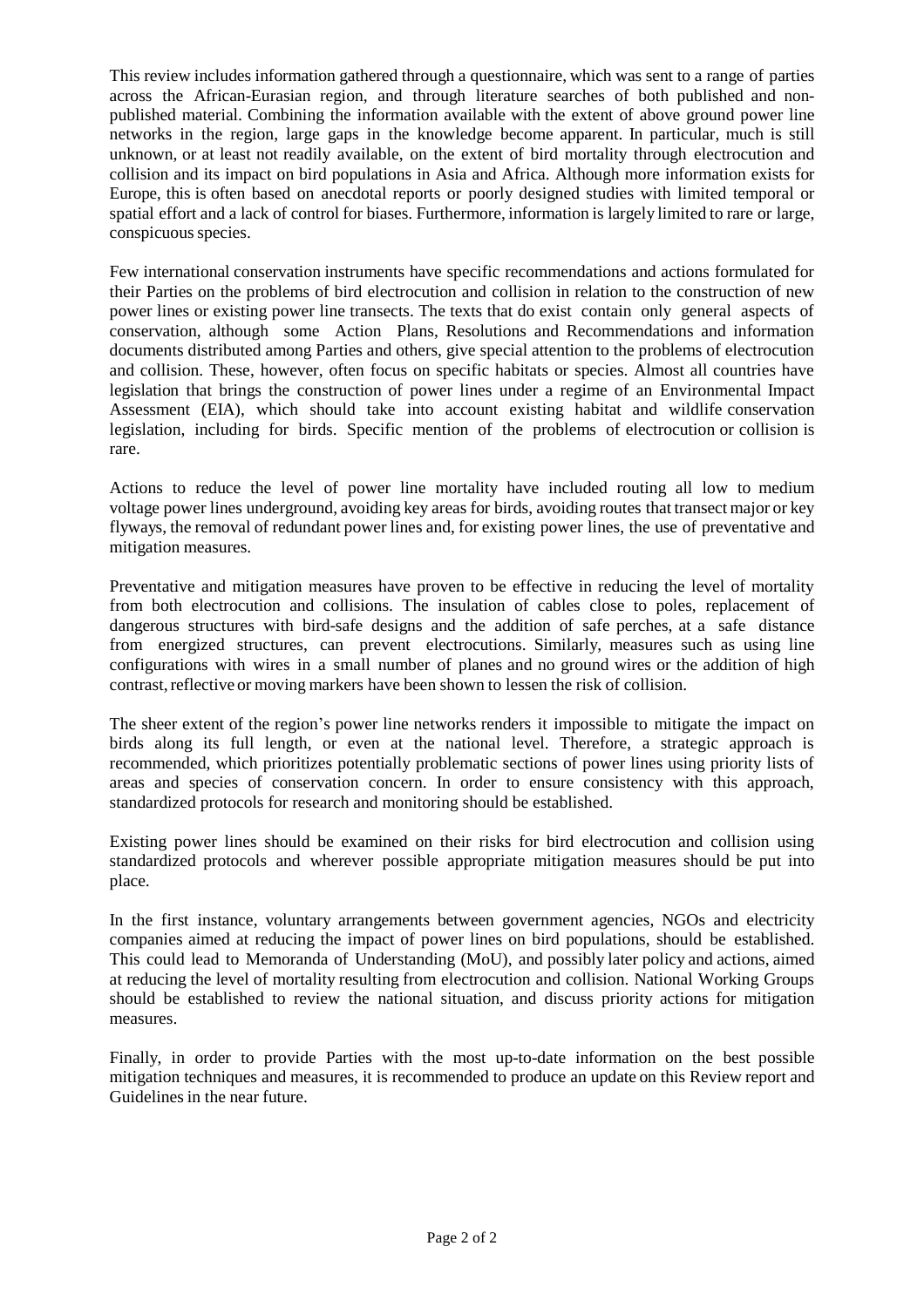This review includes information gathered through a questionnaire, which was sent to a range of parties across the African-Eurasian region, and through literature searches of both published and non-published material. Combining the information available with the extent of above ground power line networks in the region, large gaps in the knowledge become apparent. In particular, much is still unknown, or at least not readily available, on the extent of bird mortality through electrocution and collision and its impact on bird populations in Asia and Africa. Although more information exists for Europe, this is often based on anecdotal reports or poorly designed studies with limited temporal or spatial effort and a lack of control for biases. Furthermore, information is largely limited to rare or large, conspicuous species.

Few international conservation instruments have specific recommendations and actions formulated for their Parties on the problems of bird electrocution and collision in relation to the construction of new power lines or existing power line transects. The texts that do exist contain only general aspects of conservation, although some Action Plans, Resolutions and Recommendations and information documents distributed among Parties and others, give special attention to the problems of electrocution and collision. These, however, often focus on specific habitats or species. Almost all countries have legislation that brings the construction of power lines under a regime of an Environmental Impact Assessment (EIA), which should take into account existing habitat and wildlife conservation legislation, including for birds. Specific mention of the problems of electrocution or collision is rare.

Actions to reduce the level of power line mortality have included routing all low to medium voltage power lines underground, avoiding key areas for birds, avoiding routes that transect major or key flyways, the removal of redundant power lines and, for existing power lines, the use of preventative and mitigation measures.

Preventative and mitigation measures have proven to be effective in reducing the level of mortality from both electrocution and collisions. The insulation of cables close to poles, replacement of dangerous structures with bird-safe designs and the addition of safe perches, at a safe distance from energized structures, can prevent electrocutions. Similarly, measures such as using line configurations with wires in a small number of planes and no ground wires or the addition of high contrast, reflective or moving markers have been shown to lessen the risk of collision.

The sheer extent of the region's power line networks renders it impossible to mitigate the impact on birds along its full length, or even at the national level. Therefore, a strategic approach is recommended, which prioritizes potentially problematic sections of power lines using priority lists of areas and species of conservation concern. In order to ensure consistency with this approach, standardized protocols for research and monitoring should be established.

Existing power lines should be examined on their risks for bird electrocution and collision using standardized protocols and wherever possible appropriate mitigation measures should be put into place.

In the first instance, voluntary arrangements between government agencies, NGOs and electricity companies aimed at reducing the impact of power lines on bird populations, should be established. This could lead to Memoranda of Understanding (MoU), and possibly later policy and actions, aimed at reducing the level of mortality resulting from electrocution and collision. National Working Groups should be established to review the national situation, and discuss priority actions for mitigation measures.

Finally, in order to provide Parties with the most up-to-date information on the best possible mitigation techniques and measures, it is recommended to produce an update on this Review report and Guidelines in the near future.